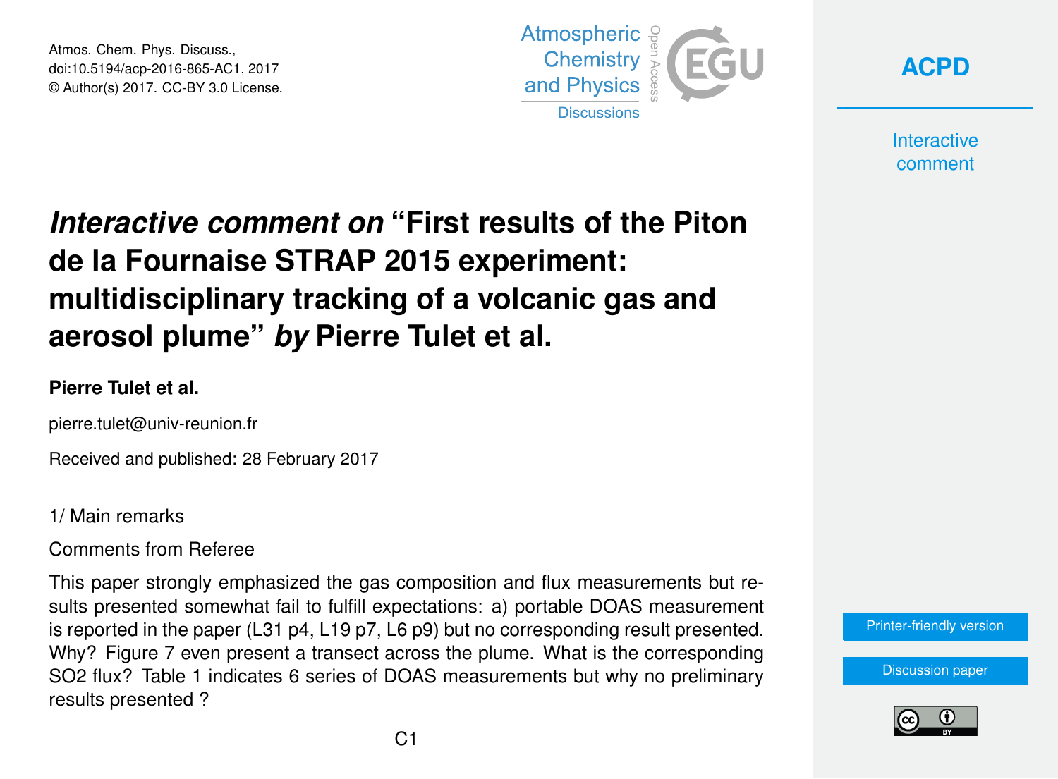Atmos. Chem. Phys. Discuss.,
doi:10.5194/acp-2016-865-AC1, 2017
© Author(s) 2017. CC-BY 3.0 License.

# *Interactive comment on* "First results of the Piton de la Fournaise STRAP 2015 experiment: multidisciplinary tracking of a volcanic gas and aerosol plume" *by* Pierre Tulet et al.

**Pierre Tulet et al.**

pierre.tulet@univ-reunion.fr

Received and published: 28 February 2017

1/ Main remarks

Comments from Referee

This paper strongly emphasized the gas composition and flux measurements but results presented somewhat fail to fulfill expectations: a) portable DOAS measurement is reported in the paper (L31 p4, L19 p7, L6 p9) but no corresponding result presented. Why? Figure 7 even present a transect across the plume. What is the corresponding SO2 flux? Table 1 indicates 6 series of DOAS measurements but why no preliminary results presented ?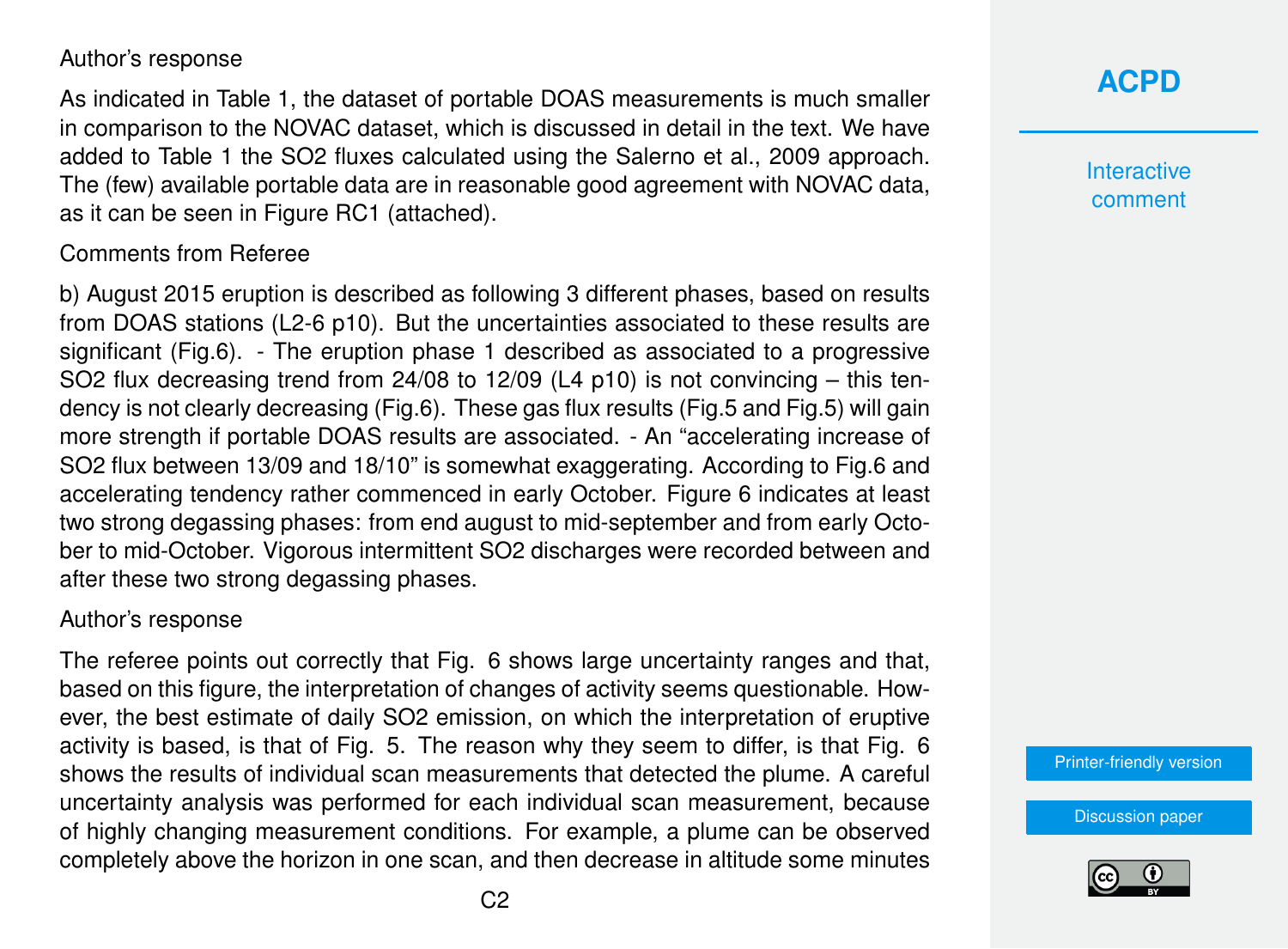Author's response

As indicated in Table 1, the dataset of portable DOAS measurements is much smaller in comparison to the NOVAC dataset, which is discussed in detail in the text. We have added to Table 1 the $SO_2$ fluxes calculated using the Salerno et al., 2009 approach. The (few) available portable data are in reasonable good agreement with NOVAC data, as it can be seen in Figure RC1 (attached).

Comments from Referee

b) August 2015 eruption is described as following 3 different phases, based on results from DOAS stations (L2-6 p10). But the uncertainties associated to these results are significant (Fig.6). - The eruption phase 1 described as associated to a progressive $SO_2$ flux decreasing trend from 24/08 to 12/09 (L4 p10) is not convincing – this tendency is not clearly decreasing (Fig.6). These gas flux results (Fig.5 and Fig.5) will gain more strength if portable DOAS results are associated. - An "accelerating increase of $SO_2$ flux between 13/09 and 18/10" is somewhat exaggerating. According to Fig.6 and accelerating tendency rather commenced in early October. Figure 6 indicates at least two strong degassing phases: from end august to mid-september and from early October to mid-October. Vigorous intermittent $SO_2$ discharges were recorded between and after these two strong degassing phases.

Author's response

The referee points out correctly that Fig. 6 shows large uncertainty ranges and that, based on this figure, the interpretation of changes of activity seems questionable. However, the best estimate of daily $SO_2$ emission, on which the interpretation of eruptive activity is based, is that of Fig. 5. The reason why they seem to differ, is that Fig. 6 shows the results of individual scan measurements that detected the plume. A careful uncertainty analysis was performed for each individual scan measurement, because of highly changing measurement conditions. For example, a plume can be observed completely above the horizon in one scan, and then decrease in altitude some minutes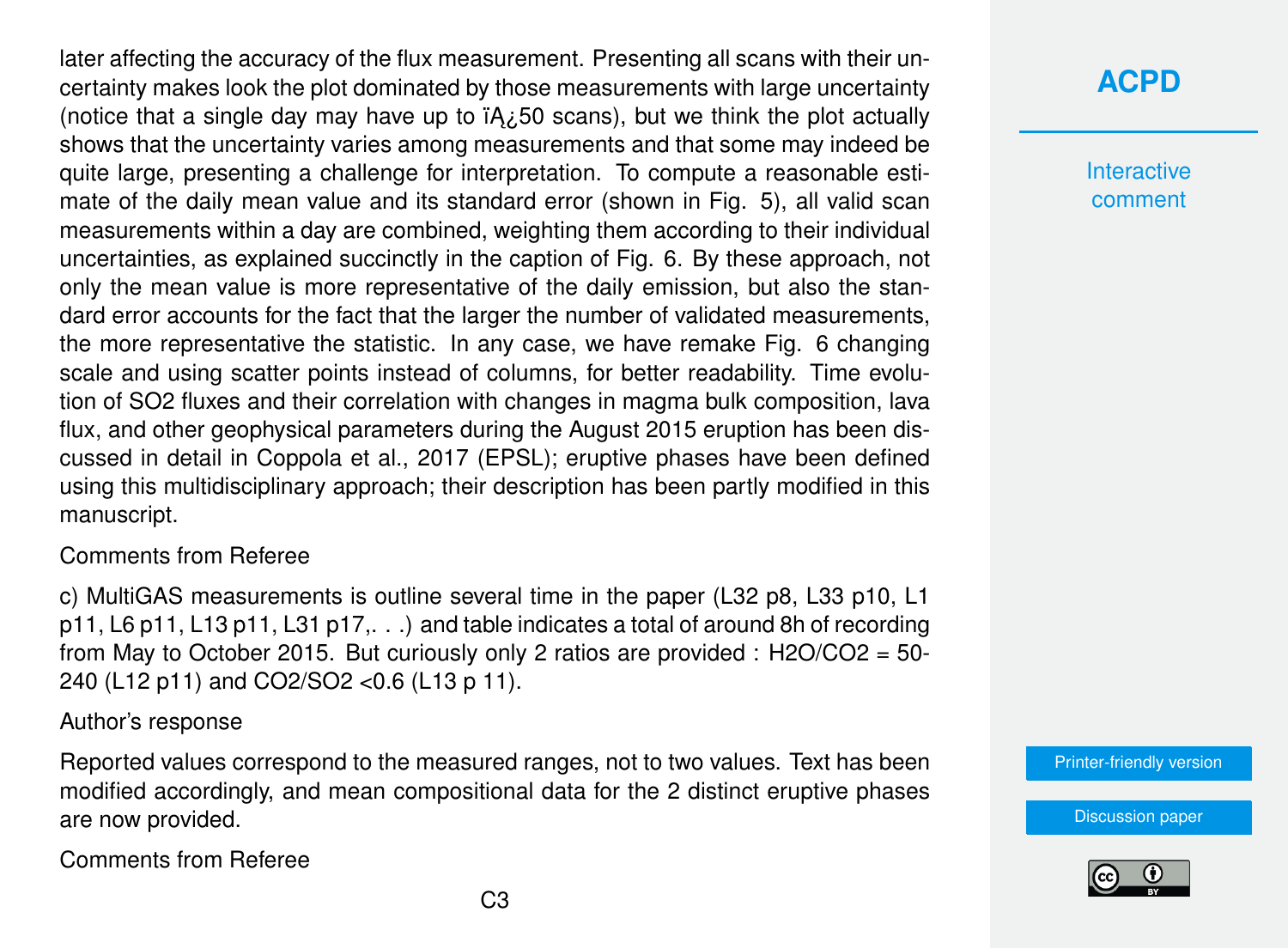later affecting the accuracy of the flux measurement. Presenting all scans with their uncertainty makes look the plot dominated by those measurements with large uncertainty (notice that a single day may have up to ïĄ¿50 scans), but we think the plot actually shows that the uncertainty varies among measurements and that some may indeed be quite large, presenting a challenge for interpretation. To compute a reasonable estimate of the daily mean value and its standard error (shown in Fig. 5), all valid scan measurements within a day are combined, weighting them according to their individual uncertainties, as explained succinctly in the caption of Fig. 6. By these approach, not only the mean value is more representative of the daily emission, but also the standard error accounts for the fact that the larger the number of validated measurements, the more representative the statistic. In any case, we have remake Fig. 6 changing scale and using scatter points instead of columns, for better readability. Time evolution of SO2 fluxes and their correlation with changes in magma bulk composition, lava flux, and other geophysical parameters during the August 2015 eruption has been discussed in detail in Coppola et al., 2017 (EPSL); eruptive phases have been defined using this multidisciplinary approach; their description has been partly modified in this manuscript.

Comments from Referee

c) MultiGAS measurements is outline several time in the paper (L32 p8, L33 p10, L1 p11, L6 p11, L13 p11, L31 p17,. . .) and table indicates a total of around 8h of recording from May to October 2015. But curiously only 2 ratios are provided : H2O/CO2 = 50-240 (L12 p11) and CO2/SO2 <0.6 (L13 p 11).

Author's response

Reported values correspond to the measured ranges, not to two values. Text has been modified accordingly, and mean compositional data for the 2 distinct eruptive phases are now provided.

Comments from Referee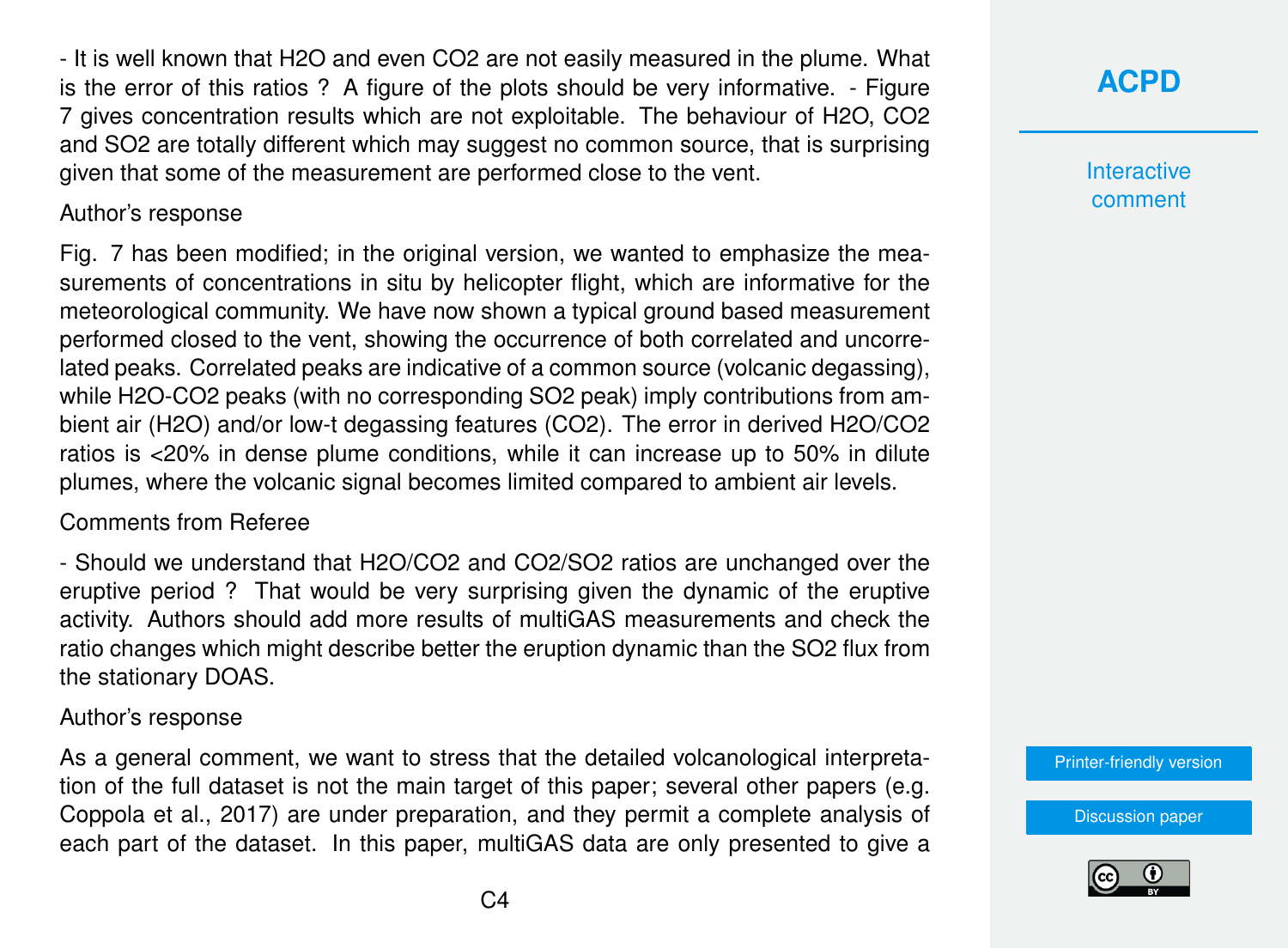- It is well known that $H_2O$ and even $CO_2$ are not easily measured in the plume. What is the error of this ratios ? A figure of the plots should be very informative. - Figure 7 gives concentration results which are not exploitable. The behaviour of $H_2O$, $CO_2$ and $SO_2$ are totally different which may suggest no common source, that is surprising given that some of the measurement are performed close to the vent.

Author's response

Fig. 7 has been modified; in the original version, we wanted to emphasize the measurements of concentrations in situ by helicopter flight, which are informative for the meteorological community. We have now shown a typical ground based measurement performed closed to the vent, showing the occurrence of both correlated and uncorrelated peaks. Correlated peaks are indicative of a common source (volcanic degassing), while $H_2O$-$CO_2$ peaks (with no corresponding $SO_2$ peak) imply contributions from ambient air ($H_2O$) and/or low-t degassing features ($CO_2$). The error in derived $H_2O/CO_2$ ratios is <20% in dense plume conditions, while it can increase up to 50% in dilute plumes, where the volcanic signal becomes limited compared to ambient air levels.

Comments from Referee

- Should we understand that $H_2O/CO_2$ and $CO_2/SO_2$ ratios are unchanged over the eruptive period ? That would be very surprising given the dynamic of the eruptive activity. Authors should add more results of multiGAS measurements and check the ratio changes which might describe better the eruption dynamic than the $SO_2$ flux from the stationary DOAS.

Author's response

As a general comment, we want to stress that the detailed volcanological interpretation of the full dataset is not the main target of this paper; several other papers (e.g. Coppola et al., 2017) are under preparation, and they permit a complete analysis of each part of the dataset. In this paper, multiGAS data are only presented to give a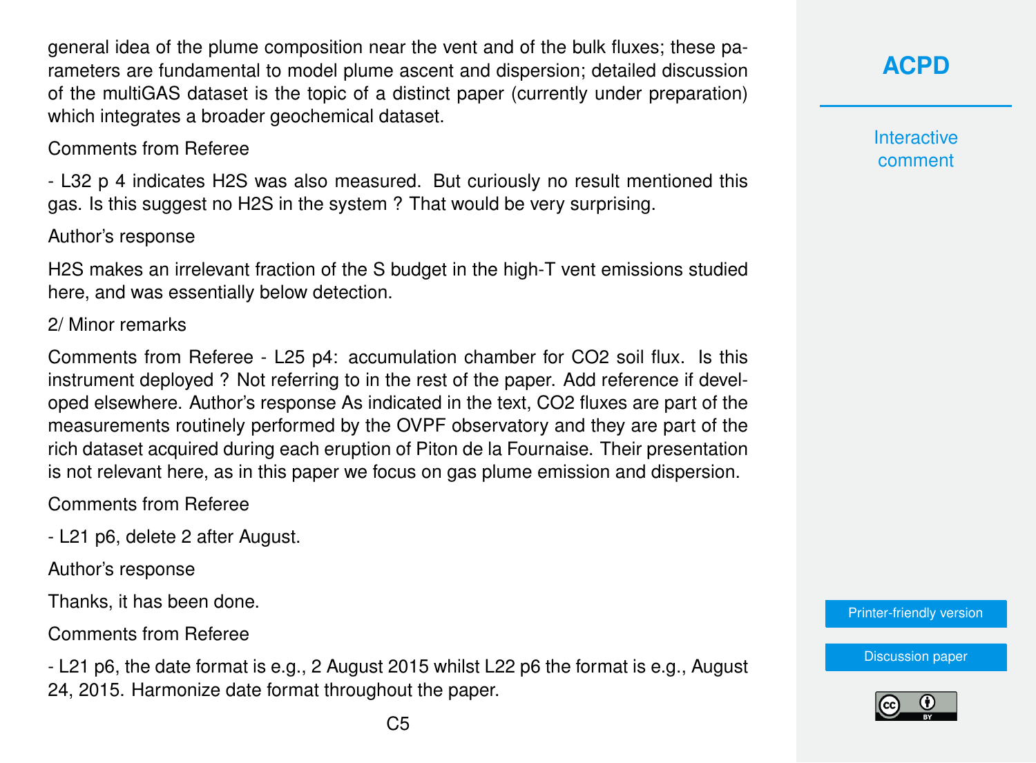general idea of the plume composition near the vent and of the bulk fluxes; these parameters are fundamental to model plume ascent and dispersion; detailed discussion of the multiGAS dataset is the topic of a distinct paper (currently under preparation) which integrates a broader geochemical dataset.

Comments from Referee

- L32 p 4 indicates $H_2S$ was also measured. But curiously no result mentioned this gas. Is this suggest no $H_2S$ in the system ? That would be very surprising.

Author's response

$H_2S$ makes an irrelevant fraction of the S budget in the high-T vent emissions studied here, and was essentially below detection.

2/ Minor remarks

Comments from Referee - L25 p4: accumulation chamber for $CO_2$ soil flux. Is this instrument deployed ? Not referring to in the rest of the paper. Add reference if developed elsewhere. Author's response As indicated in the text, $CO_2$ fluxes are part of the measurements routinely performed by the OVPF observatory and they are part of the rich dataset acquired during each eruption of Piton de la Fournaise. Their presentation is not relevant here, as in this paper we focus on gas plume emission and dispersion.

Comments from Referee

- L21 p6, delete 2 after August.

Author's response

Thanks, it has been done.

Comments from Referee

- L21 p6, the date format is e.g., 2 August 2015 whilst L22 p6 the format is e.g., August 24, 2015. Harmonize date format throughout the paper.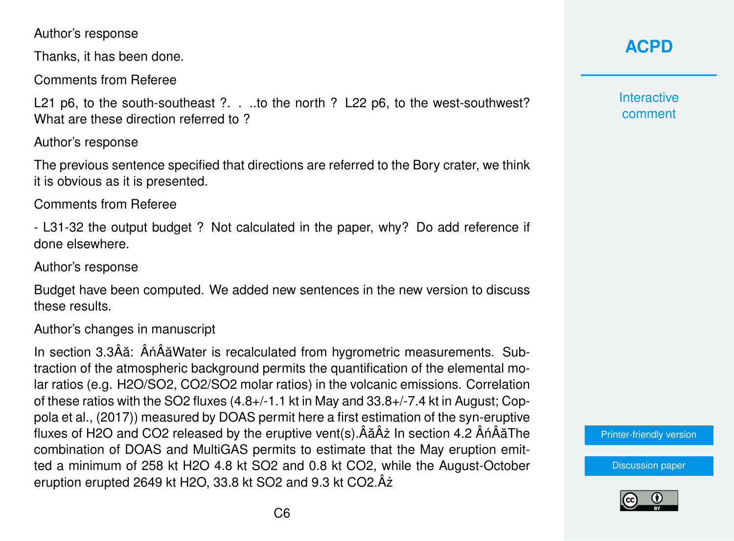Author's response

Thanks, it has been done.

Comments from Referee

L21 p6, to the south-southeast ?. . ..to the north ? L22 p6, to the west-southwest? What are these direction referred to ?

Author's response

The previous sentence specified that directions are referred to the Bory crater, we think it is obvious as it is presented.

Comments from Referee

- L31-32 the output budget ? Not calculated in the paper, why? Do add reference if done elsewhere.

Author's response

Budget have been computed. We added new sentences in the new version to discuss these results.

Author's changes in manuscript

In section 3.3Âă: ÂńÂăWater is recalculated from hygrometric measurements. Subtraction of the atmospheric background permits the quantification of the elemental molar ratios (e.g. $H_2O/SO_2$, $CO_2/SO_2$ molar ratios) in the volcanic emissions. Correlation of these ratios with the $SO_2$ fluxes (4.8+/-1.1 kt in May and 33.8+/-7.4 kt in August; Coppola et al., (2017)) measured by DOAS permit here a first estimation of the syn-eruptive fluxes of $H_2O$ and $CO_2$ released by the eruptive vent(s).ÂăÂż In section 4.2 ÂńÂăThe combination of DOAS and MultiGAS permits to estimate that the May eruption emitted a minimum of 258 kt $H_2O$ 4.8 kt $SO_2$ and 0.8 kt $CO_2$, while the August-October eruption erupted 2649 kt $H_2O$, 33.8 kt $SO_2$ and 9.3 kt $CO_2$.Âż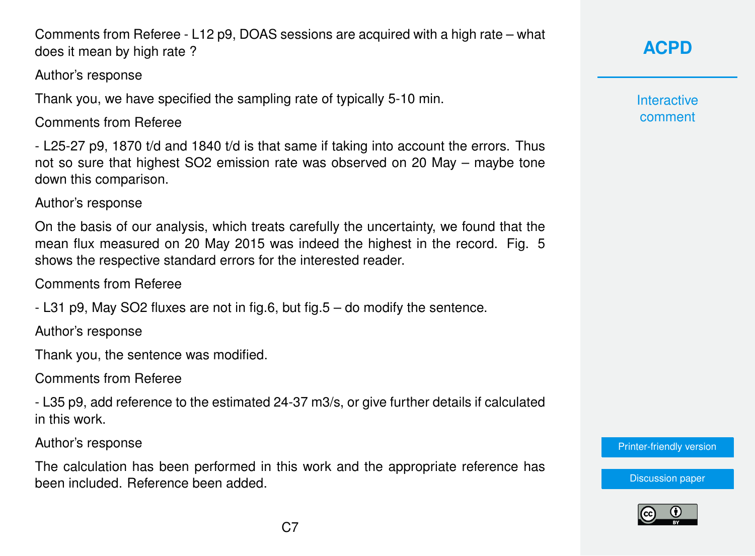Comments from Referee - L12 p9, DOAS sessions are acquired with a high rate – what does it mean by high rate ?

Author's response

Thank you, we have specified the sampling rate of typically 5-10 min.

Comments from Referee

- L25-27 p9, 1870 t/d and 1840 t/d is that same if taking into account the errors. Thus not so sure that highest $SO_2$ emission rate was observed on 20 May – maybe tone down this comparison.

Author's response

On the basis of our analysis, which treats carefully the uncertainty, we found that the mean flux measured on 20 May 2015 was indeed the highest in the record. Fig. 5 shows the respective standard errors for the interested reader.

Comments from Referee

- L31 p9, May $SO_2$ fluxes are not in fig.6, but fig.5 – do modify the sentence.

Author's response

Thank you, the sentence was modified.

Comments from Referee

- L35 p9, add reference to the estimated 24-37 m3/s, or give further details if calculated in this work.

Author's response

The calculation has been performed in this work and the appropriate reference has been included. Reference been added.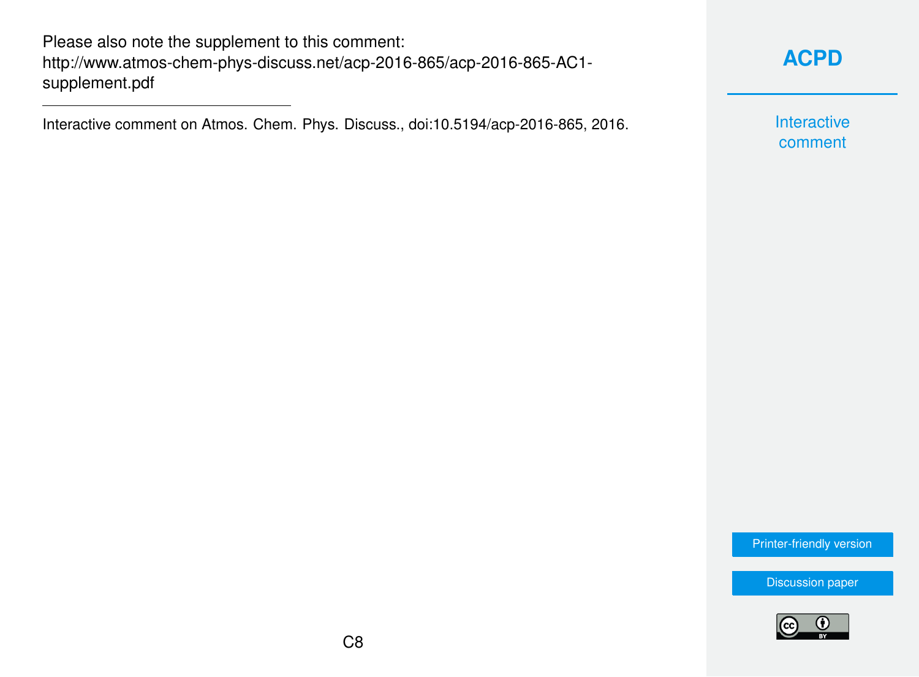Please also note the supplement to this comment:
http://www.atmos-chem-phys-discuss.net/acp-2016-865/acp-2016-865-AC1-supplement.pdf

---

Interactive comment on Atmos. Chem. Phys. Discuss., doi:10.5194/acp-2016-865, 2016.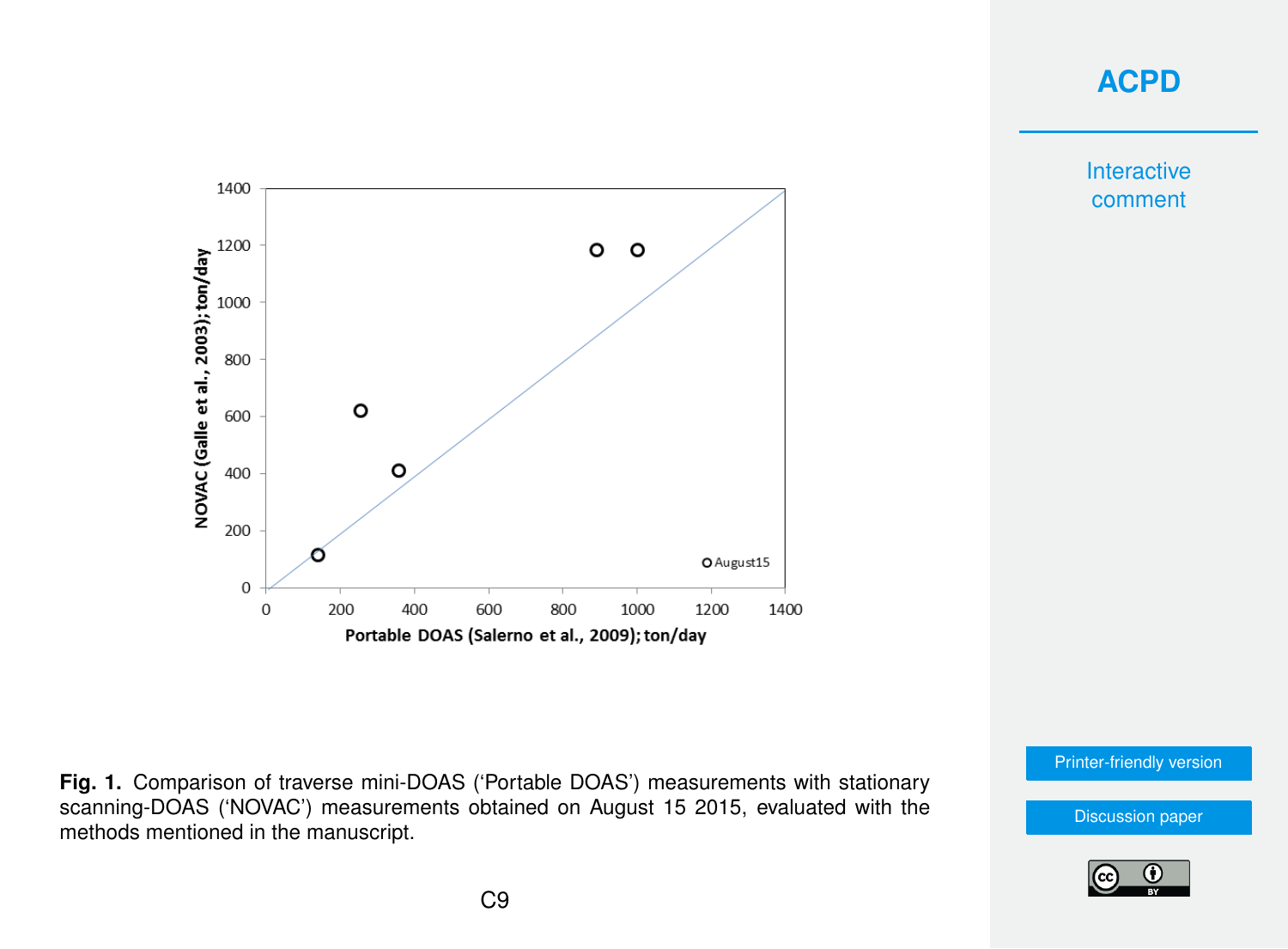1400
1200
1000
800
600
400
200
0

NOVAC (Galle et al., 2003); ton/day

0
200
400
600
800
1000
1200
1400

Portable DOAS (Salerno et al., 2009); ton/day

August15

**Fig. 1.** Comparison of traverse mini-DOAS ('Portable DOAS') measurements with stationary scanning-DOAS ('NOVAC') measurements obtained on August 15 2015, evaluated with the methods mentioned in the manuscript.